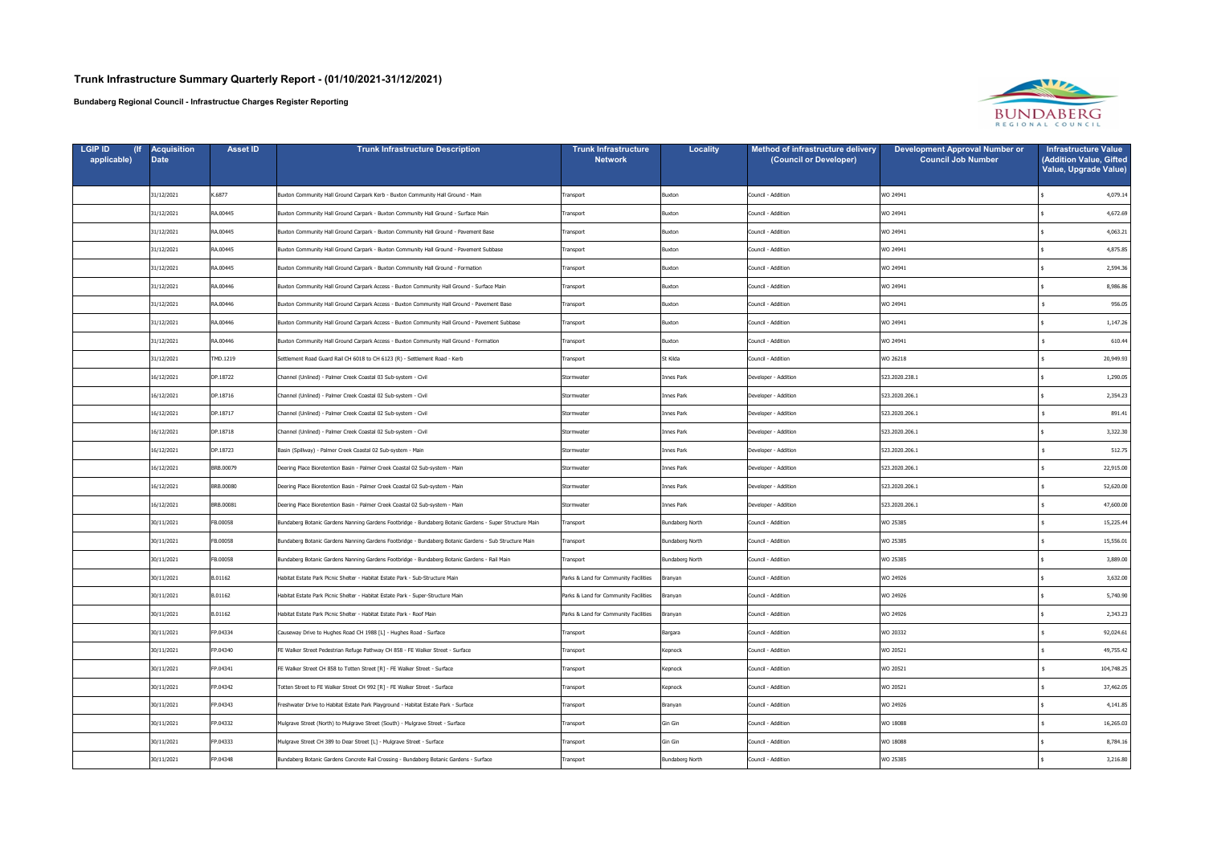# Trunk Infrastructure Summary Quarterly Report - (01/10/2021-31/12/2021)

**Bundaberg Regional Council - Infrastructue Charges Register Reporting**

| LGIP ID (If applicable) | Acquisition Date | Asset ID | Trunk Infrastructure Description | Trunk Infrastructure Network | Locality | Method of infrastructure delivery (Council or Developer) | Development Approval Number or Council Job Number | Infrastructure Value (Addition Value, Gifted Value, Upgrade Value) |
|---|---|---|---|---|---|---|---|---|
| | 31/12/2021 | K.6877 | Buxton Community Hall Ground Carpark Kerb - Buxton Community Hall Ground - Main | Transport | Buxton | Council - Addition | WO 24941 | $ 4,079.14 |
| | 31/12/2021 | RA.00445 | Buxton Community Hall Ground Carpark - Buxton Community Hall Ground - Surface Main | Transport | Buxton | Council - Addition | WO 24941 | $ 4,672.69 |
| | 31/12/2021 | RA.00445 | Buxton Community Hall Ground Carpark - Buxton Community Hall Ground - Pavement Base | Transport | Buxton | Council - Addition | WO 24941 | $ 4,063.21 |
| | 31/12/2021 | RA.00445 | Buxton Community Hall Ground Carpark - Buxton Community Hall Ground - Pavement Subbase | Transport | Buxton | Council - Addition | WO 24941 | $ 4,875.85 |
| | 31/12/2021 | RA.00445 | Buxton Community Hall Ground Carpark - Buxton Community Hall Ground - Formation | Transport | Buxton | Council - Addition | WO 24941 | $ 2,594.36 |
| | 31/12/2021 | RA.00446 | Buxton Community Hall Ground Carpark Access - Buxton Community Hall Ground - Surface Main | Transport | Buxton | Council - Addition | WO 24941 | $ 8,986.86 |
| | 31/12/2021 | RA.00446 | Buxton Community Hall Ground Carpark Access - Buxton Community Hall Ground - Pavement Base | Transport | Buxton | Council - Addition | WO 24941 | $ 956.05 |
| | 31/12/2021 | RA.00446 | Buxton Community Hall Ground Carpark Access - Buxton Community Hall Ground - Pavement Subbase | Transport | Buxton | Council - Addition | WO 24941 | $ 1,147.26 |
| | 31/12/2021 | RA.00446 | Buxton Community Hall Ground Carpark Access - Buxton Community Hall Ground - Formation | Transport | Buxton | Council - Addition | WO 24941 | $ 610.44 |
| | 31/12/2021 | TMD.1219 | Settlement Road Guard Rail CH 6018 to CH 6123 (R) - Settlement Road - Kerb | Transport | St Kilda | Council - Addition | WO 26218 | $ 20,949.93 |
| | 16/12/2021 | DP.18722 | Channel (Unlined) - Palmer Creek Coastal 03 Sub-system - Civil | Stormwater | Innes Park | Developer - Addition | 523.2020.238.1 | $ 1,290.05 |
| | 16/12/2021 | DP.18716 | Channel (Unlined) - Palmer Creek Coastal 02 Sub-system - Civil | Stormwater | Innes Park | Developer - Addition | 523.2020.206.1 | $ 2,354.23 |
| | 16/12/2021 | DP.18717 | Channel (Unlined) - Palmer Creek Coastal 02 Sub-system - Civil | Stormwater | Innes Park | Developer - Addition | 523.2020.206.1 | $ 891.41 |
| | 16/12/2021 | DP.18718 | Channel (Unlined) - Palmer Creek Coastal 02 Sub-system - Civil | Stormwater | Innes Park | Developer - Addition | 523.2020.206.1 | $ 3,322.30 |
| | 16/12/2021 | DP.18723 | Basin (Spillway) - Palmer Creek Coastal 02 Sub-system - Main | Stormwater | Innes Park | Developer - Addition | 523.2020.206.1 | $ 512.75 |
| | 16/12/2021 | BRB.00079 | Deering Place Bioretention Basin - Palmer Creek Coastal 02 Sub-system - Main | Stormwater | Innes Park | Developer - Addition | 523.2020.206.1 | $ 22,915.00 |
| | 16/12/2021 | BRB.00080 | Deering Place Bioretention Basin - Palmer Creek Coastal 02 Sub-system - Main | Stormwater | Innes Park | Developer - Addition | 523.2020.206.1 | $ 52,620.00 |
| | 16/12/2021 | BRB.00081 | Deering Place Bioretention Basin - Palmer Creek Coastal 02 Sub-system - Main | Stormwater | Innes Park | Developer - Addition | 523.2020.206.1 | $ 47,600.00 |
| | 30/11/2021 | FB.00058 | Bundaberg Botanic Gardens Nanning Gardens Footbridge - Bundaberg Botanic Gardens - Super Structure Main | Transport | Bundaberg North | Council - Addition | WO 25385 | $ 15,225.44 |
| | 30/11/2021 | FB.00058 | Bundaberg Botanic Gardens Nanning Gardens Footbridge - Bundaberg Botanic Gardens - Sub Structure Main | Transport | Bundaberg North | Council - Addition | WO 25385 | $ 15,556.01 |
| | 30/11/2021 | FB.00058 | Bundaberg Botanic Gardens Nanning Gardens Footbridge - Bundaberg Botanic Gardens - Rail Main | Transport | Bundaberg North | Council - Addition | WO 25385 | $ 3,889.00 |
| | 30/11/2021 | B.01162 | Habitat Estate Park Picnic Shelter - Habitat Estate Park - Sub-Structure Main | Parks & Land for Community Facilities | Branyan | Council - Addition | WO 24926 | $ 3,632.00 |
| | 30/11/2021 | B.01162 | Habitat Estate Park Picnic Shelter - Habitat Estate Park - Super-Structure Main | Parks & Land for Community Facilities | Branyan | Council - Addition | WO 24926 | $ 5,740.90 |
| | 30/11/2021 | B.01162 | Habitat Estate Park Picnic Shelter - Habitat Estate Park - Roof Main | Parks & Land for Community Facilities | Branyan | Council - Addition | WO 24926 | $ 2,343.23 |
| | 30/11/2021 | FP.04334 | Causeway Drive to Hughes Road CH 1988 [L] - Hughes Road - Surface | Transport | Bargara | Council - Addition | WO 20332 | $ 92,024.61 |
| | 30/11/2021 | FP.04340 | FE Walker Street Pedestrian Refuge Pathway CH 858 - FE Walker Street - Surface | Transport | Kepnock | Council - Addition | WO 20521 | $ 49,755.42 |
| | 30/11/2021 | FP.04341 | FE Walker Street CH 858 to Totten Street [R] - FE Walker Street - Surface | Transport | Kepnock | Council - Addition | WO 20521 | $ 104,748.25 |
| | 30/11/2021 | FP.04342 | Totten Street to FE Walker Street CH 992 [R] - FE Walker Street - Surface | Transport | Kepnock | Council - Addition | WO 20521 | $ 37,462.05 |
| | 30/11/2021 | FP.04343 | Freshwater Drive to Habitat Estate Park Playground - Habitat Estate Park - Surface | Transport | Branyan | Council - Addition | WO 24926 | $ 4,141.85 |
| | 30/11/2021 | FP.04332 | Mulgrave Street (North) to Mulgrave Street (South) - Mulgrave Street - Surface | Transport | Gin Gin | Council - Addition | WO 18088 | $ 16,265.03 |
| | 30/11/2021 | FP.04333 | Mulgrave Street CH 389 to Dear Street [L] - Mulgrave Street - Surface | Transport | Gin Gin | Council - Addition | WO 18088 | $ 8,784.16 |
| | 30/11/2021 | FP.04348 | Bundaberg Botanic Gardens Concrete Rail Crossing - Bundaberg Botanic Gardens - Surface | Transport | Bundaberg North | Council - Addition | WO 25385 | $ 3,216.80 |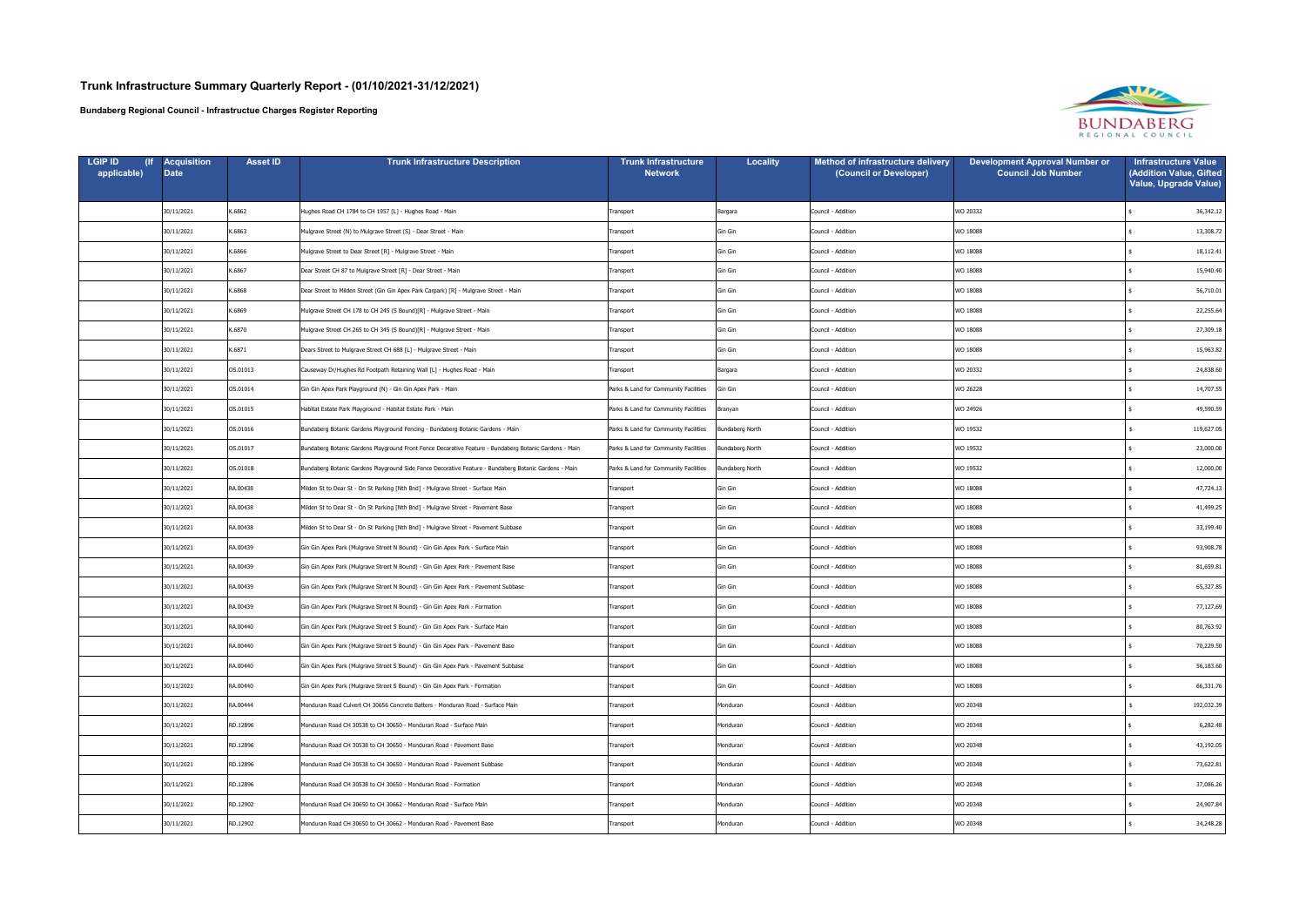# Trunk Infrastructure Summary Quarterly Report - (01/10/2021-31/12/2021)

**Bundaberg Regional Council - Infrastructue Charges Register Reporting**

| LGIP ID (If applicable) | Acquisition Date | Asset ID | Trunk Infrastructure Description | Trunk Infrastructure Network | Locality | Method of infrastructure delivery (Council or Developer) | Development Approval Number or Council Job Number | Infrastructure Value (Addition Value, Gifted Value, Upgrade Value) |
|---|---|---|---|---|---|---|---|---|
| | 30/11/2021 | K.6862 | Hughes Road CH 1784 to CH 1957 [L] - Hughes Road - Main | Transport | Bargara | Council - Addition | WO 20332 | $ 36,342.12 |
| | 30/11/2021 | K.6863 | Mulgrave Street (N) to Mulgrave Street (S) - Dear Street - Main | Transport | Gin Gin | Council - Addition | WO 18088 | $ 13,308.72 |
| | 30/11/2021 | K.6866 | Mulgrave Street to Dear Street [R] - Mulgrave Street - Main | Transport | Gin Gin | Council - Addition | WO 18088 | $ 18,112.41 |
| | 30/11/2021 | K.6867 | Dear Street CH 87 to Mulgrave Street [R] - Dear Street - Main | Transport | Gin Gin | Council - Addition | WO 18088 | $ 15,940.40 |
| | 30/11/2021 | K.6868 | Dear Street to Milden Street (Gin Gin Apex Park Carpark) [R] - Mulgrave Street - Main | Transport | Gin Gin | Council - Addition | WO 18088 | $ 56,710.01 |
| | 30/11/2021 | K.6869 | Mulgrave Street CH 178 to CH 245 (S Bound)[R] - Mulgrave Street - Main | Transport | Gin Gin | Council - Addition | WO 18088 | $ 22,255.64 |
| | 30/11/2021 | K.6870 | Mulgrave Street CH 265 to CH 345 (S Bound)[R] - Mulgrave Street - Main | Transport | Gin Gin | Council - Addition | WO 18088 | $ 27,309.18 |
| | 30/11/2021 | K.6871 | Dears Street to Mulgrave Street CH 688 [L] - Mulgrave Street - Main | Transport | Gin Gin | Council - Addition | WO 18088 | $ 15,963.82 |
| | 30/11/2021 | OS.01013 | Causeway Dr/Hughes Rd Footpath Retaining Wall [L] - Hughes Road - Main | Transport | Bargara | Council - Addition | WO 20332 | $ 24,838.60 |
| | 30/11/2021 | OS.01014 | Gin Gin Apex Park Playground (N) - Gin Gin Apex Park - Main | Parks & Land for Community Facilities | Gin Gin | Council - Addition | WO 26228 | $ 14,707.55 |
| | 30/11/2021 | OS.01015 | Habitat Estate Park Playground - Habitat Estate Park - Main | Parks & Land for Community Facilities | Branyan | Council - Addition | WO 24926 | $ 49,590.59 |
| | 30/11/2021 | OS.01016 | Bundaberg Botanic Gardens Playground Fencing - Bundaberg Botanic Gardens - Main | Parks & Land for Community Facilities | Bundaberg North | Council - Addition | WO 19532 | $ 119,627.05 |
| | 30/11/2021 | OS.01017 | Bundaberg Botanic Gardens Playground Front Fence Decorative Feature - Bundaberg Botanic Gardens - Main | Parks & Land for Community Facilities | Bundaberg North | Council - Addition | WO 19532 | $ 23,000.00 |
| | 30/11/2021 | OS.01018 | Bundaberg Botanic Gardens Playground Side Fence Decorative Feature - Bundaberg Botanic Gardens - Main | Parks & Land for Community Facilities | Bundaberg North | Council - Addition | WO 19532 | $ 12,000.00 |
| | 30/11/2021 | RA.00438 | Milden St to Dear St - On St Parking [Nth Bnd] - Mulgrave Street - Surface Main | Transport | Gin Gin | Council - Addition | WO 18088 | $ 47,724.13 |
| | 30/11/2021 | RA.00438 | Milden St to Dear St - On St Parking [Nth Bnd] - Mulgrave Street - Pavement Base | Transport | Gin Gin | Council - Addition | WO 18088 | $ 41,499.25 |
| | 30/11/2021 | RA.00438 | Milden St to Dear St - On St Parking [Nth Bnd] - Mulgrave Street - Pavement Subbase | Transport | Gin Gin | Council - Addition | WO 18088 | $ 33,199.40 |
| | 30/11/2021 | RA.00439 | Gin Gin Apex Park (Mulgrave Street N Bound) - Gin Gin Apex Park - Surface Main | Transport | Gin Gin | Council - Addition | WO 18088 | $ 93,908.78 |
| | 30/11/2021 | RA.00439 | Gin Gin Apex Park (Mulgrave Street N Bound) - Gin Gin Apex Park - Pavement Base | Transport | Gin Gin | Council - Addition | WO 18088 | $ 81,659.81 |
| | 30/11/2021 | RA.00439 | Gin Gin Apex Park (Mulgrave Street N Bound) - Gin Gin Apex Park - Pavement Subbase | Transport | Gin Gin | Council - Addition | WO 18088 | $ 65,327.85 |
| | 30/11/2021 | RA.00439 | Gin Gin Apex Park (Mulgrave Street N Bound) - Gin Gin Apex Park - Formation | Transport | Gin Gin | Council - Addition | WO 18088 | $ 77,127.69 |
| | 30/11/2021 | RA.00440 | Gin Gin Apex Park (Mulgrave Street S Bound) - Gin Gin Apex Park - Surface Main | Transport | Gin Gin | Council - Addition | WO 18088 | $ 80,763.92 |
| | 30/11/2021 | RA.00440 | Gin Gin Apex Park (Mulgrave Street S Bound) - Gin Gin Apex Park - Pavement Base | Transport | Gin Gin | Council - Addition | WO 18088 | $ 70,229.50 |
| | 30/11/2021 | RA.00440 | Gin Gin Apex Park (Mulgrave Street S Bound) - Gin Gin Apex Park - Pavement Subbase | Transport | Gin Gin | Council - Addition | WO 18088 | $ 56,183.60 |
| | 30/11/2021 | RA.00440 | Gin Gin Apex Park (Mulgrave Street S Bound) - Gin Gin Apex Park - Formation | Transport | Gin Gin | Council - Addition | WO 18088 | $ 66,331.76 |
| | 30/11/2021 | RA.00444 | Monduran Road Culvert CH 30656 Concrete Batters - Monduran Road - Surface Main | Transport | Monduran | Council - Addition | WO 20348 | $ 192,032.39 |
| | 30/11/2021 | RD.12896 | Monduran Road CH 30538 to CH 30650 - Monduran Road - Surface Main | Transport | Monduran | Council - Addition | WO 20348 | $ 6,282.48 |
| | 30/11/2021 | RD.12896 | Monduran Road CH 30538 to CH 30650 - Monduran Road - Pavement Base | Transport | Monduran | Council - Addition | WO 20348 | $ 43,192.05 |
| | 30/11/2021 | RD.12896 | Monduran Road CH 30538 to CH 30650 - Monduran Road - Pavement Subbase | Transport | Monduran | Council - Addition | WO 20348 | $ 73,622.81 |
| | 30/11/2021 | RD.12896 | Monduran Road CH 30538 to CH 30650 - Monduran Road - Formation | Transport | Monduran | Council - Addition | WO 20348 | $ 37,086.26 |
| | 30/11/2021 | RD.12902 | Monduran Road CH 30650 to CH 30662 - Monduran Road - Surface Main | Transport | Monduran | Council - Addition | WO 20348 | $ 24,907.84 |
| | 30/11/2021 | RD.12902 | Monduran Road CH 30650 to CH 30662 - Monduran Road - Pavement Base | Transport | Monduran | Council - Addition | WO 20348 | $ 34,248.28 |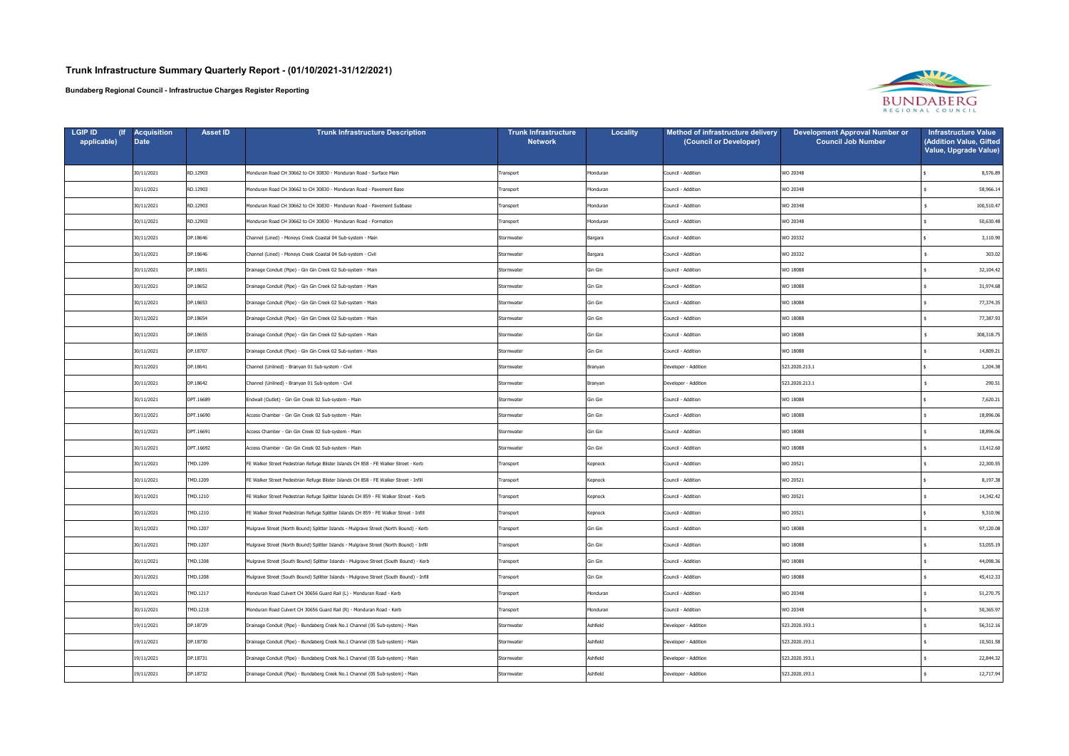# Trunk Infrastructure Summary Quarterly Report - (01/10/2021-31/12/2021)

**Bundaberg Regional Council - Infrastructue Charges Register Reporting**

| LGIP ID (If applicable) | Acquisition Date | Asset ID | Trunk Infrastructure Description | Trunk Infrastructure Network | Locality | Method of infrastructure delivery (Council or Developer) | Development Approval Number or Council Job Number | Infrastructure Value (Addition Value, Gifted Value, Upgrade Value) |
|---|---|---|---|---|---|---|---|---|
| | 30/11/2021 | RD.12903 | Monduran Road CH 30662 to CH 30830 - Monduran Road - Surface Main | Transport | Monduran | Council - Addition | WO 20348 | $ 8,576.89 |
| | 30/11/2021 | RD.12903 | Monduran Road CH 30662 to CH 30830 - Monduran Road - Pavement Base | Transport | Monduran | Council - Addition | WO 20348 | $ 58,966.14 |
| | 30/11/2021 | RD.12903 | Monduran Road CH 30662 to CH 30830 - Monduran Road - Pavement Subbase | Transport | Monduran | Council - Addition | WO 20348 | $ 100,510.47 |
| | 30/11/2021 | RD.12903 | Monduran Road CH 30662 to CH 30830 - Monduran Road - Formation | Transport | Monduran | Council - Addition | WO 20348 | $ 50,630.48 |
| | 30/11/2021 | DP.18646 | Channel (Lined) - Moneys Creek Coastal 04 Sub-system - Main | Stormwater | Bargara | Council - Addition | WO 20332 | $ 3,110.90 |
| | 30/11/2021 | DP.18646 | Channel (Lined) - Moneys Creek Coastal 04 Sub-system - Civil | Stormwater | Bargara | Council - Addition | WO 20332 | $ 303.02 |
| | 30/11/2021 | DP.18651 | Drainage Conduit (Pipe) - Gin Gin Creek 02 Sub-system - Main | Stormwater | Gin Gin | Council - Addition | WO 18088 | $ 32,104.42 |
| | 30/11/2021 | DP.18652 | Drainage Conduit (Pipe) - Gin Gin Creek 02 Sub-system - Main | Stormwater | Gin Gin | Council - Addition | WO 18088 | $ 31,974.68 |
| | 30/11/2021 | DP.18653 | Drainage Conduit (Pipe) - Gin Gin Creek 02 Sub-system - Main | Stormwater | Gin Gin | Council - Addition | WO 18088 | $ 77,374.35 |
| | 30/11/2021 | DP.18654 | Drainage Conduit (Pipe) - Gin Gin Creek 02 Sub-system - Main | Stormwater | Gin Gin | Council - Addition | WO 18088 | $ 77,387.93 |
| | 30/11/2021 | DP.18655 | Drainage Conduit (Pipe) - Gin Gin Creek 02 Sub-system - Main | Stormwater | Gin Gin | Council - Addition | WO 18088 | $ 308,318.75 |
| | 30/11/2021 | DP.18707 | Drainage Conduit (Pipe) - Gin Gin Creek 02 Sub-system - Main | Stormwater | Gin Gin | Council - Addition | WO 18088 | $ 14,809.21 |
| | 30/11/2021 | DP.18641 | Channel (Unlined) - Branyan 01 Sub-system - Civil | Stormwater | Branyan | Developer - Addition | 523.2020.213.1 | $ 1,204.38 |
| | 30/11/2021 | DP.18642 | Channel (Unlined) - Branyan 01 Sub-system - Civil | Stormwater | Branyan | Developer - Addition | 523.2020.213.1 | $ 290.51 |
| | 30/11/2021 | DPT.16689 | Endwall (Outlet) - Gin Gin Creek 02 Sub-system - Main | Stormwater | Gin Gin | Council - Addition | WO 18088 | $ 7,620.21 |
| | 30/11/2021 | DPT.16690 | Access Chamber - Gin Gin Creek 02 Sub-system - Main | Stormwater | Gin Gin | Council - Addition | WO 18088 | $ 18,896.06 |
| | 30/11/2021 | DPT.16691 | Access Chamber - Gin Gin Creek 02 Sub-system - Main | Stormwater | Gin Gin | Council - Addition | WO 18088 | $ 18,896.06 |
| | 30/11/2021 | DPT.16692 | Access Chamber - Gin Gin Creek 02 Sub-system - Main | Stormwater | Gin Gin | Council - Addition | WO 18088 | $ 13,412.60 |
| | 30/11/2021 | TMD.1209 | FE Walker Street Pedestrian Refuge Blister Islands CH 858 - FE Walker Street - Kerb | Transport | Kepnock | Council - Addition | WO 20521 | $ 22,300.55 |
| | 30/11/2021 | TMD.1209 | FE Walker Street Pedestrian Refuge Blister Islands CH 858 - FE Walker Street - Infill | Transport | Kepnock | Council - Addition | WO 20521 | $ 8,197.38 |
| | 30/11/2021 | TMD.1210 | FE Walker Street Pedestrian Refuge Splitter Islands CH 859 - FE Walker Street - Kerb | Transport | Kepnock | Council - Addition | WO 20521 | $ 14,342.42 |
| | 30/11/2021 | TMD.1210 | FE Walker Street Pedestrian Refuge Splitter Islands CH 859 - FE Walker Street - Infill | Transport | Kepnock | Council - Addition | WO 20521 | $ 9,310.96 |
| | 30/11/2021 | TMD.1207 | Mulgrave Street (North Bound) Splitter Islands - Mulgrave Street (North Bound) - Kerb | Transport | Gin Gin | Council - Addition | WO 18088 | $ 97,120.08 |
| | 30/11/2021 | TMD.1207 | Mulgrave Street (North Bound) Splitter Islands - Mulgrave Street (North Bound) - Infill | Transport | Gin Gin | Council - Addition | WO 18088 | $ 53,055.19 |
| | 30/11/2021 | TMD.1208 | Mulgrave Street (South Bound) Splitter Islands - Mulgrave Street (South Bound) - Kerb | Transport | Gin Gin | Council - Addition | WO 18088 | $ 44,098.36 |
| | 30/11/2021 | TMD.1208 | Mulgrave Street (South Bound) Splitter Islands - Mulgrave Street (South Bound) - Infill | Transport | Gin Gin | Council - Addition | WO 18088 | $ 45,412.33 |
| | 30/11/2021 | TMD.1217 | Monduran Road Culvert CH 30656 Guard Rail (L) - Monduran Road - Kerb | Transport | Monduran | Council - Addition | WO 20348 | $ 51,270.75 |
| | 30/11/2021 | TMD.1218 | Monduran Road Culvert CH 30656 Guard Rail (R) - Monduran Road - Kerb | Transport | Monduran | Council - Addition | WO 20348 | $ 50,365.97 |
| | 19/11/2021 | DP.18729 | Drainage Conduit (Pipe) - Bundaberg Creek No.1 Channel (05 Sub-system) - Main | Stormwater | Ashfield | Developer - Addition | 523.2020.193.1 | $ 56,312.16 |
| | 19/11/2021 | DP.18730 | Drainage Conduit (Pipe) - Bundaberg Creek No.1 Channel (05 Sub-system) - Main | Stormwater | Ashfield | Developer - Addition | 523.2020.193.1 | $ 10,501.58 |
| | 19/11/2021 | DP.18731 | Drainage Conduit (Pipe) - Bundaberg Creek No.1 Channel (05 Sub-system) - Main | Stormwater | Ashfield | Developer - Addition | 523.2020.193.1 | $ 22,844.32 |
| | 19/11/2021 | DP.18732 | Drainage Conduit (Pipe) - Bundaberg Creek No.1 Channel (05 Sub-system) - Main | Stormwater | Ashfield | Developer - Addition | 523.2020.193.1 | $ 12,717.94 |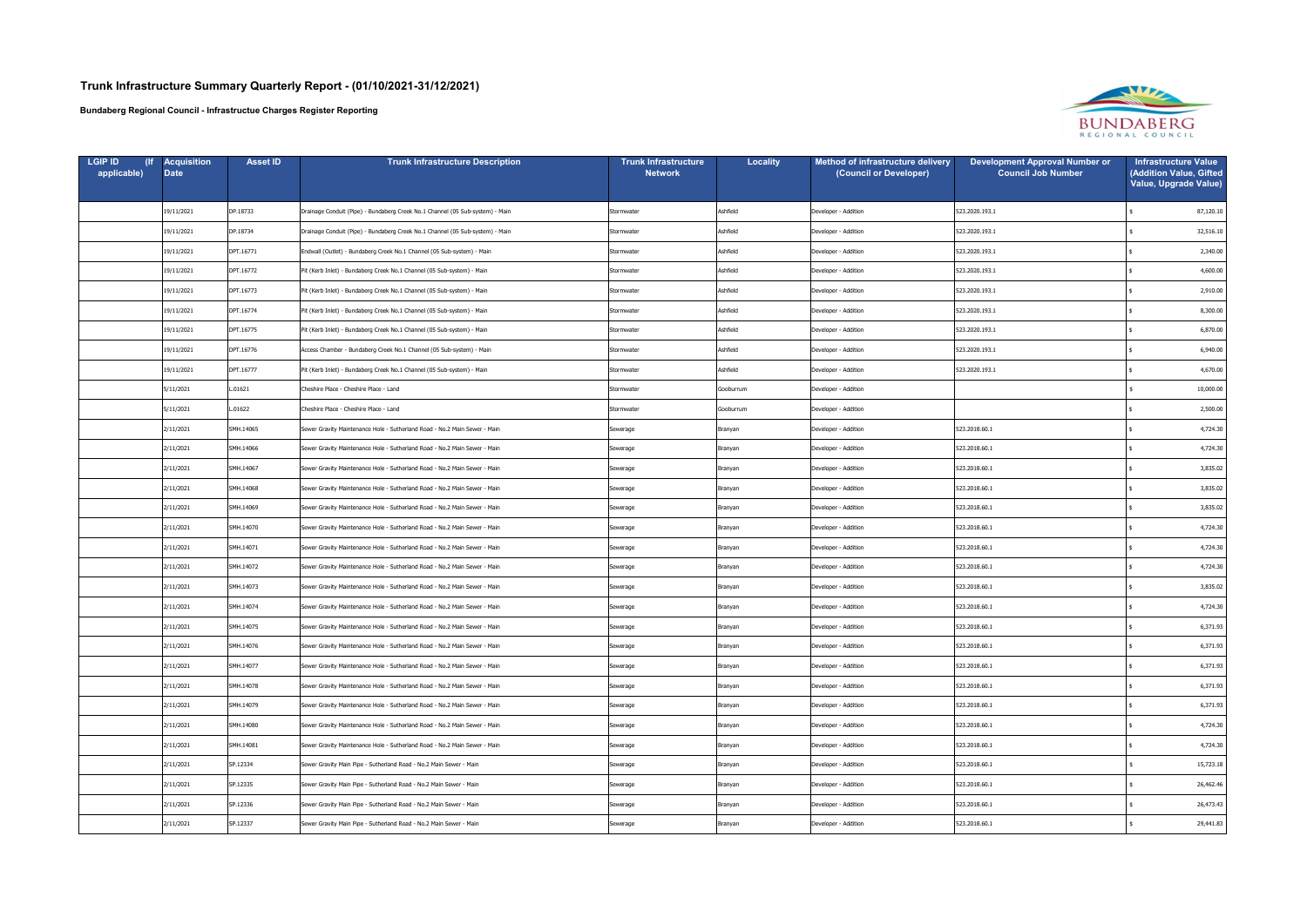# Trunk Infrastructure Summary Quarterly Report - (01/10/2021-31/12/2021)

**Bundaberg Regional Council - Infrastructue Charges Register Reporting**

| LGIP ID (If applicable) | Acquisition Date | Asset ID | Trunk Infrastructure Description | Trunk Infrastructure Network | Locality | Method of infrastructure delivery (Council or Developer) | Development Approval Number or Council Job Number | Infrastructure Value (Addition Value, Gifted Value, Upgrade Value) |
|---|---|---|---|---|---|---|---|---|
| | 19/11/2021 | DP.18733 | Drainage Conduit (Pipe) - Bundaberg Creek No.1 Channel (05 Sub-system) - Main | Stormwater | Ashfield | Developer - Addition | 523.2020.193.1 | $ 87,120.10 |
| | 19/11/2021 | DP.18734 | Drainage Conduit (Pipe) - Bundaberg Creek No.1 Channel (05 Sub-system) - Main | Stormwater | Ashfield | Developer - Addition | 523.2020.193.1 | $ 32,516.10 |
| | 19/11/2021 | DPT.16771 | Endwall (Outlet) - Bundaberg Creek No.1 Channel (05 Sub-system) - Main | Stormwater | Ashfield | Developer - Addition | 523.2020.193.1 | $ 2,340.00 |
| | 19/11/2021 | DPT.16772 | Pit (Kerb Inlet) - Bundaberg Creek No.1 Channel (05 Sub-system) - Main | Stormwater | Ashfield | Developer - Addition | 523.2020.193.1 | $ 4,600.00 |
| | 19/11/2021 | DPT.16773 | Pit (Kerb Inlet) - Bundaberg Creek No.1 Channel (05 Sub-system) - Main | Stormwater | Ashfield | Developer - Addition | 523.2020.193.1 | $ 2,910.00 |
| | 19/11/2021 | DPT.16774 | Pit (Kerb Inlet) - Bundaberg Creek No.1 Channel (05 Sub-system) - Main | Stormwater | Ashfield | Developer - Addition | 523.2020.193.1 | $ 8,300.00 |
| | 19/11/2021 | DPT.16775 | Pit (Kerb Inlet) - Bundaberg Creek No.1 Channel (05 Sub-system) - Main | Stormwater | Ashfield | Developer - Addition | 523.2020.193.1 | $ 6,870.00 |
| | 19/11/2021 | DPT.16776 | Access Chamber - Bundaberg Creek No.1 Channel (05 Sub-system) - Main | Stormwater | Ashfield | Developer - Addition | 523.2020.193.1 | $ 6,940.00 |
| | 19/11/2021 | DPT.16777 | Pit (Kerb Inlet) - Bundaberg Creek No.1 Channel (05 Sub-system) - Main | Stormwater | Ashfield | Developer - Addition | 523.2020.193.1 | $ 4,670.00 |
| | 5/11/2021 | L.01621 | Cheshire Place - Cheshire Place - Land | Stormwater | Gooburrum | Developer - Addition | | $ 10,000.00 |
| | 5/11/2021 | L.01622 | Cheshire Place - Cheshire Place - Land | Stormwater | Gooburrum | Developer - Addition | | $ 2,500.00 |
| | 2/11/2021 | SMH.14065 | Sewer Gravity Maintenance Hole - Sutherland Road - No.2 Main Sewer - Main | Sewerage | Branyan | Developer - Addition | 523.2018.60.1 | $ 4,724.30 |
| | 2/11/2021 | SMH.14066 | Sewer Gravity Maintenance Hole - Sutherland Road - No.2 Main Sewer - Main | Sewerage | Branyan | Developer - Addition | 523.2018.60.1 | $ 4,724.30 |
| | 2/11/2021 | SMH.14067 | Sewer Gravity Maintenance Hole - Sutherland Road - No.2 Main Sewer - Main | Sewerage | Branyan | Developer - Addition | 523.2018.60.1 | $ 3,835.02 |
| | 2/11/2021 | SMH.14068 | Sewer Gravity Maintenance Hole - Sutherland Road - No.2 Main Sewer - Main | Sewerage | Branyan | Developer - Addition | 523.2018.60.1 | $ 3,835.02 |
| | 2/11/2021 | SMH.14069 | Sewer Gravity Maintenance Hole - Sutherland Road - No.2 Main Sewer - Main | Sewerage | Branyan | Developer - Addition | 523.2018.60.1 | $ 3,835.02 |
| | 2/11/2021 | SMH.14070 | Sewer Gravity Maintenance Hole - Sutherland Road - No.2 Main Sewer - Main | Sewerage | Branyan | Developer - Addition | 523.2018.60.1 | $ 4,724.30 |
| | 2/11/2021 | SMH.14071 | Sewer Gravity Maintenance Hole - Sutherland Road - No.2 Main Sewer - Main | Sewerage | Branyan | Developer - Addition | 523.2018.60.1 | $ 4,724.30 |
| | 2/11/2021 | SMH.14072 | Sewer Gravity Maintenance Hole - Sutherland Road - No.2 Main Sewer - Main | Sewerage | Branyan | Developer - Addition | 523.2018.60.1 | $ 4,724.30 |
| | 2/11/2021 | SMH.14073 | Sewer Gravity Maintenance Hole - Sutherland Road - No.2 Main Sewer - Main | Sewerage | Branyan | Developer - Addition | 523.2018.60.1 | $ 3,835.02 |
| | 2/11/2021 | SMH.14074 | Sewer Gravity Maintenance Hole - Sutherland Road - No.2 Main Sewer - Main | Sewerage | Branyan | Developer - Addition | 523.2018.60.1 | $ 4,724.30 |
| | 2/11/2021 | SMH.14075 | Sewer Gravity Maintenance Hole - Sutherland Road - No.2 Main Sewer - Main | Sewerage | Branyan | Developer - Addition | 523.2018.60.1 | $ 6,371.93 |
| | 2/11/2021 | SMH.14076 | Sewer Gravity Maintenance Hole - Sutherland Road - No.2 Main Sewer - Main | Sewerage | Branyan | Developer - Addition | 523.2018.60.1 | $ 6,371.93 |
| | 2/11/2021 | SMH.14077 | Sewer Gravity Maintenance Hole - Sutherland Road - No.2 Main Sewer - Main | Sewerage | Branyan | Developer - Addition | 523.2018.60.1 | $ 6,371.93 |
| | 2/11/2021 | SMH.14078 | Sewer Gravity Maintenance Hole - Sutherland Road - No.2 Main Sewer - Main | Sewerage | Branyan | Developer - Addition | 523.2018.60.1 | $ 6,371.93 |
| | 2/11/2021 | SMH.14079 | Sewer Gravity Maintenance Hole - Sutherland Road - No.2 Main Sewer - Main | Sewerage | Branyan | Developer - Addition | 523.2018.60.1 | $ 6,371.93 |
| | 2/11/2021 | SMH.14080 | Sewer Gravity Maintenance Hole - Sutherland Road - No.2 Main Sewer - Main | Sewerage | Branyan | Developer - Addition | 523.2018.60.1 | $ 4,724.30 |
| | 2/11/2021 | SMH.14081 | Sewer Gravity Maintenance Hole - Sutherland Road - No.2 Main Sewer - Main | Sewerage | Branyan | Developer - Addition | 523.2018.60.1 | $ 4,724.30 |
| | 2/11/2021 | SP.12334 | Sewer Gravity Main Pipe - Sutherland Road - No.2 Main Sewer - Main | Sewerage | Branyan | Developer - Addition | 523.2018.60.1 | $ 15,723.18 |
| | 2/11/2021 | SP.12335 | Sewer Gravity Main Pipe - Sutherland Road - No.2 Main Sewer - Main | Sewerage | Branyan | Developer - Addition | 523.2018.60.1 | $ 26,462.46 |
| | 2/11/2021 | SP.12336 | Sewer Gravity Main Pipe - Sutherland Road - No.2 Main Sewer - Main | Sewerage | Branyan | Developer - Addition | 523.2018.60.1 | $ 26,473.43 |
| | 2/11/2021 | SP.12337 | Sewer Gravity Main Pipe - Sutherland Road - No.2 Main Sewer - Main | Sewerage | Branyan | Developer - Addition | 523.2018.60.1 | $ 29,441.83 |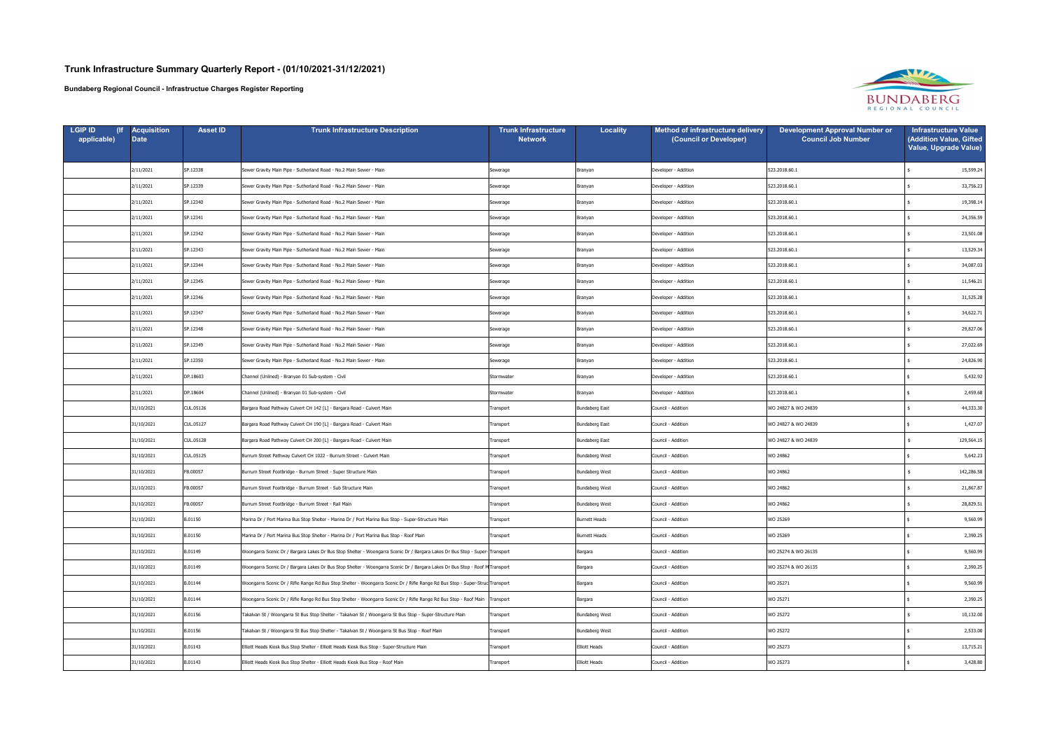# Trunk Infrastructure Summary Quarterly Report - (01/10/2021-31/12/2021)

**Bundaberg Regional Council - Infrastructue Charges Register Reporting**

| LGIP ID (If applicable) | Acquisition Date | Asset ID | Trunk Infrastructure Description | Trunk Infrastructure Network | Locality | Method of infrastructure delivery (Council or Developer) | Development Approval Number or Council Job Number | Infrastructure Value (Addition Value, Gifted Value, Upgrade Value) |
|---|---|---|---|---|---|---|---|---|
| | 2/11/2021 | SP.12338 | Sewer Gravity Main Pipe - Sutherland Road - No.2 Main Sewer - Main | Sewerage | Branyan | Developer - Addition | 523.2018.60.1 | $ 15,599.24 |
| | 2/11/2021 | SP.12339 | Sewer Gravity Main Pipe - Sutherland Road - No.2 Main Sewer - Main | Sewerage | Branyan | Developer - Addition | 523.2018.60.1 | $ 33,756.23 |
| | 2/11/2021 | SP.12340 | Sewer Gravity Main Pipe - Sutherland Road - No.2 Main Sewer - Main | Sewerage | Branyan | Developer - Addition | 523.2018.60.1 | $ 19,398.14 |
| | 2/11/2021 | SP.12341 | Sewer Gravity Main Pipe - Sutherland Road - No.2 Main Sewer - Main | Sewerage | Branyan | Developer - Addition | 523.2018.60.1 | $ 24,356.59 |
| | 2/11/2021 | SP.12342 | Sewer Gravity Main Pipe - Sutherland Road - No.2 Main Sewer - Main | Sewerage | Branyan | Developer - Addition | 523.2018.60.1 | $ 23,501.08 |
| | 2/11/2021 | SP.12343 | Sewer Gravity Main Pipe - Sutherland Road - No.2 Main Sewer - Main | Sewerage | Branyan | Developer - Addition | 523.2018.60.1 | $ 13,529.34 |
| | 2/11/2021 | SP.12344 | Sewer Gravity Main Pipe - Sutherland Road - No.2 Main Sewer - Main | Sewerage | Branyan | Developer - Addition | 523.2018.60.1 | $ 34,087.03 |
| | 2/11/2021 | SP.12345 | Sewer Gravity Main Pipe - Sutherland Road - No.2 Main Sewer - Main | Sewerage | Branyan | Developer - Addition | 523.2018.60.1 | $ 11,546.21 |
| | 2/11/2021 | SP.12346 | Sewer Gravity Main Pipe - Sutherland Road - No.2 Main Sewer - Main | Sewerage | Branyan | Developer - Addition | 523.2018.60.1 | $ 31,525.28 |
| | 2/11/2021 | SP.12347 | Sewer Gravity Main Pipe - Sutherland Road - No.2 Main Sewer - Main | Sewerage | Branyan | Developer - Addition | 523.2018.60.1 | $ 34,622.71 |
| | 2/11/2021 | SP.12348 | Sewer Gravity Main Pipe - Sutherland Road - No.2 Main Sewer - Main | Sewerage | Branyan | Developer - Addition | 523.2018.60.1 | $ 29,827.06 |
| | 2/11/2021 | SP.12349 | Sewer Gravity Main Pipe - Sutherland Road - No.2 Main Sewer - Main | Sewerage | Branyan | Developer - Addition | 523.2018.60.1 | $ 27,022.69 |
| | 2/11/2021 | SP.12350 | Sewer Gravity Main Pipe - Sutherland Road - No.2 Main Sewer - Main | Sewerage | Branyan | Developer - Addition | 523.2018.60.1 | $ 24,826.90 |
| | 2/11/2021 | DP.18603 | Channel (Unlined) - Branyan 01 Sub-system - Civil | Stormwater | Branyan | Developer - Addition | 523.2018.60.1 | $ 5,432.92 |
| | 2/11/2021 | DP.18604 | Channel (Unlined) - Branyan 01 Sub-system - Civil | Stormwater | Branyan | Developer - Addition | 523.2018.60.1 | $ 2,459.68 |
| | 31/10/2021 | CUL.05126 | Bargara Road Pathway Culvert CH 142 [L] - Bargara Road - Culvert Main | Transport | Bundaberg East | Council - Addition | WO 24827 & WO 24839 | $ 44,333.30 |
| | 31/10/2021 | CUL.05127 | Bargara Road Pathway Culvert CH 190 [L] - Bargara Road - Culvert Main | Transport | Bundaberg East | Council - Addition | WO 24827 & WO 24839 | $ 1,427.07 |
| | 31/10/2021 | CUL.05128 | Bargara Road Pathway Culvert CH 200 [L] - Bargara Road - Culvert Main | Transport | Bundaberg East | Council - Addition | WO 24827 & WO 24839 | $ 129,564.15 |
| | 31/10/2021 | CUL.05125 | Burrum Street Pathway Culvert CH 1022 - Burrum Street - Culvert Main | Transport | Bundaberg West | Council - Addition | WO 24862 | $ 5,642.23 |
| | 31/10/2021 | FB.00057 | Burrum Street Footbridge - Burrum Street - Super Structure Main | Transport | Bundaberg West | Council - Addition | WO 24862 | $ 142,286.58 |
| | 31/10/2021 | FB.00057 | Burrum Street Footbridge - Burrum Street - Sub Structure Main | Transport | Bundaberg West | Council - Addition | WO 24862 | $ 21,867.87 |
| | 31/10/2021 | FB.00057 | Burrum Street Footbridge - Burrum Street - Rail Main | Transport | Bundaberg West | Council - Addition | WO 24862 | $ 28,829.51 |
| | 31/10/2021 | B.01150 | Marina Dr / Port Marina Bus Stop Shelter - Marina Dr / Port Marina Bus Stop - Super-Structure Main | Transport | Burnett Heads | Council - Addition | WO 25269 | $ 9,560.99 |
| | 31/10/2021 | B.01150 | Marina Dr / Port Marina Bus Stop Shelter - Marina Dr / Port Marina Bus Stop - Roof Main | Transport | Burnett Heads | Council - Addition | WO 25269 | $ 2,390.25 |
| | 31/10/2021 | B.01149 | Woongarra Scenic Dr / Bargara Lakes Dr Bus Stop Shelter - Woongarra Scenic Dr / Bargara Lakes Dr Bus Stop - Super- | Transport | Bargara | Council - Addition | WO 25274 & WO 26135 | $ 9,560.99 |
| | 31/10/2021 | B.01149 | Woongarra Scenic Dr / Bargara Lakes Dr Bus Stop Shelter - Woongarra Scenic Dr / Bargara Lakes Dr Bus Stop - Roof M | Transport | Bargara | Council - Addition | WO 25274 & WO 26135 | $ 2,390.25 |
| | 31/10/2021 | B.01144 | Woongarra Scenic Dr / Rifle Range Rd Bus Stop Shelter - Woongarra Scenic Dr / Rifle Range Rd Bus Stop - Super-Struc | Transport | Bargara | Council - Addition | WO 25271 | $ 9,560.99 |
| | 31/10/2021 | B.01144 | Woongarra Scenic Dr / Rifle Range Rd Bus Stop Shelter - Woongarra Scenic Dr / Rifle Range Rd Bus Stop - Roof Main | Transport | Bargara | Council - Addition | WO 25271 | $ 2,390.25 |
| | 31/10/2021 | B.01156 | Takalvan St / Woongarra St Bus Stop Shelter - Takalvan St / Woongarra St Bus Stop - Super-Structure Main | Transport | Bundaberg West | Council - Addition | WO 25272 | $ 10,132.00 |
| | 31/10/2021 | B.01156 | Takalvan St / Woongarra St Bus Stop Shelter - Takalvan St / Woongarra St Bus Stop - Roof Main | Transport | Bundaberg West | Council - Addition | WO 25272 | $ 2,533.00 |
| | 31/10/2021 | B.01143 | Elliott Heads Kiosk Bus Stop Shelter - Elliott Heads Kiosk Bus Stop - Super-Structure Main | Transport | Elliott Heads | Council - Addition | WO 25273 | $ 13,715.21 |
| | 31/10/2021 | B.01143 | Elliott Heads Kiosk Bus Stop Shelter - Elliott Heads Kiosk Bus Stop - Roof Main | Transport | Elliott Heads | Council - Addition | WO 25273 | $ 3,428.80 |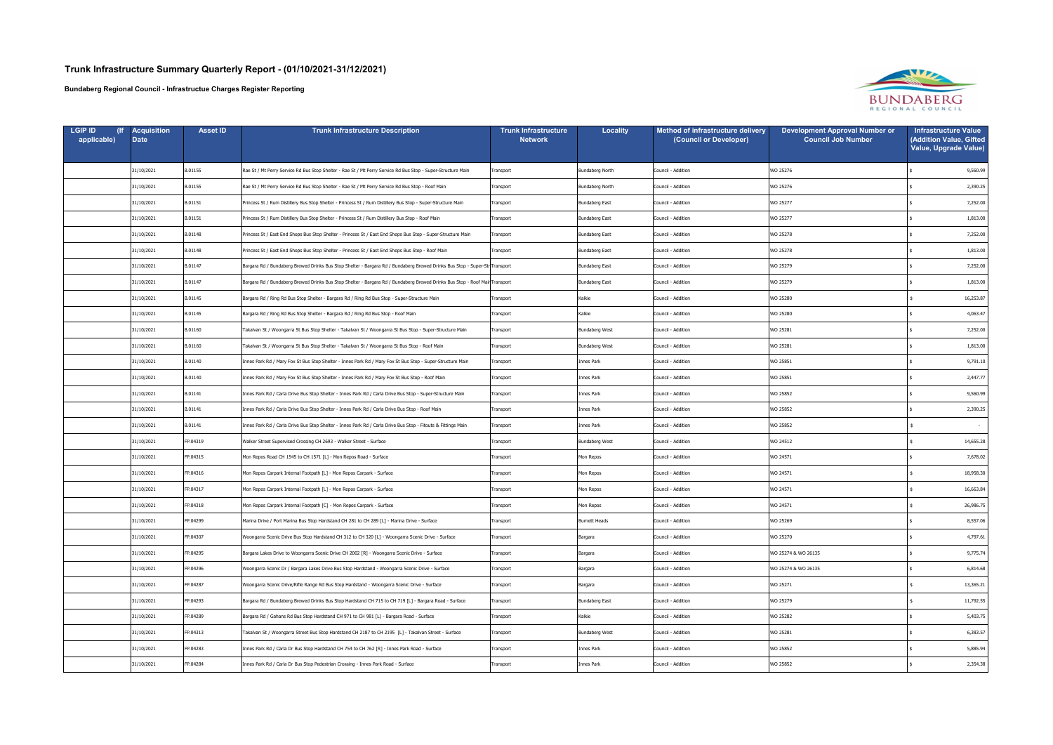# Trunk Infrastructure Summary Quarterly Report - (01/10/2021-31/12/2021)

**Bundaberg Regional Council - Infrastructue Charges Register Reporting**

| LGIP ID (If applicable) | Acquisition Date | Asset ID | Trunk Infrastructure Description | Trunk Infrastructure Network | Locality | Method of infrastructure delivery (Council or Developer) | Development Approval Number or Council Job Number | Infrastructure Value (Addition Value, Gifted Value, Upgrade Value) |
|---|---|---|---|---|---|---|---|---|
| | 31/10/2021 | B.01155 | Rae St / Mt Perry Service Rd Bus Stop Shelter - Rae St / Mt Perry Service Rd Bus Stop - Super-Structure Main | Transport | Bundaberg North | Council - Addition | WO 25276 | $ 9,560.99 |
| | 31/10/2021 | B.01155 | Rae St / Mt Perry Service Rd Bus Stop Shelter - Rae St / Mt Perry Service Rd Bus Stop - Roof Main | Transport | Bundaberg North | Council - Addition | WO 25276 | $ 2,390.25 |
| | 31/10/2021 | B.01151 | Princess St / Rum Distillery Bus Stop Shelter - Princess St / Rum Distillery Bus Stop - Super-Structure Main | Transport | Bundaberg East | Council - Addition | WO 25277 | $ 7,252.00 |
| | 31/10/2021 | B.01151 | Princess St / Rum Distillery Bus Stop Shelter - Princess St / Rum Distillery Bus Stop - Roof Main | Transport | Bundaberg East | Council - Addition | WO 25277 | $ 1,813.00 |
| | 31/10/2021 | B.01148 | Princess St / East End Shops Bus Stop Shelter - Princess St / East End Shops Bus Stop - Super-Structure Main | Transport | Bundaberg East | Council - Addition | WO 25278 | $ 7,252.00 |
| | 31/10/2021 | B.01148 | Princess St / East End Shops Bus Stop Shelter - Princess St / East End Shops Bus Stop - Roof Main | Transport | Bundaberg East | Council - Addition | WO 25278 | $ 1,813.00 |
| | 31/10/2021 | B.01147 | Bargara Rd / Bundaberg Brewed Drinks Bus Stop Shelter - Bargara Rd / Bundaberg Brewed Drinks Bus Stop - Super-Str | Transport | Bundaberg East | Council - Addition | WO 25279 | $ 7,252.00 |
| | 31/10/2021 | B.01147 | Bargara Rd / Bundaberg Brewed Drinks Bus Stop Shelter - Bargara Rd / Bundaberg Brewed Drinks Bus Stop - Roof Mai | Transport | Bundaberg East | Council - Addition | WO 25279 | $ 1,813.00 |
| | 31/10/2021 | B.01145 | Bargara Rd / Ring Rd Bus Stop Shelter - Bargara Rd / Ring Rd Bus Stop - Super-Structure Main | Transport | Kalkie | Council - Addition | WO 25280 | $ 16,253.87 |
| | 31/10/2021 | B.01145 | Bargara Rd / Ring Rd Bus Stop Shelter - Bargara Rd / Ring Rd Bus Stop - Roof Main | Transport | Kalkie | Council - Addition | WO 25280 | $ 4,063.47 |
| | 31/10/2021 | B.01160 | Takalvan St / Woongarra St Bus Stop Shelter - Takalvan St / Woongarra St Bus Stop - Super-Structure Main | Transport | Bundaberg West | Council - Addition | WO 25281 | $ 7,252.00 |
| | 31/10/2021 | B.01160 | Takalvan St / Woongarra St Bus Stop Shelter - Takalvan St / Woongarra St Bus Stop - Roof Main | Transport | Bundaberg West | Council - Addition | WO 25281 | $ 1,813.00 |
| | 31/10/2021 | B.01140 | Innes Park Rd / Mary Fox St Bus Stop Shelter - Innes Park Rd / Mary Fox St Bus Stop - Super-Structure Main | Transport | Innes Park | Council - Addition | WO 25851 | $ 9,791.10 |
| | 31/10/2021 | B.01140 | Innes Park Rd / Mary Fox St Bus Stop Shelter - Innes Park Rd / Mary Fox St Bus Stop - Roof Main | Transport | Innes Park | Council - Addition | WO 25851 | $ 2,447.77 |
| | 31/10/2021 | B.01141 | Innes Park Rd / Carla Drive Bus Stop Shelter - Innes Park Rd / Carla Drive Bus Stop - Super-Structure Main | Transport | Innes Park | Council - Addition | WO 25852 | $ 9,560.99 |
| | 31/10/2021 | B.01141 | Innes Park Rd / Carla Drive Bus Stop Shelter - Innes Park Rd / Carla Drive Bus Stop - Roof Main | Transport | Innes Park | Council - Addition | WO 25852 | $ 2,390.25 |
| | 31/10/2021 | B.01141 | Innes Park Rd / Carla Drive Bus Stop Shelter - Innes Park Rd / Carla Drive Bus Stop - Fitouts & Fittings Main | Transport | Innes Park | Council - Addition | WO 25852 | $ - |
| | 31/10/2021 | FP.04319 | Walker Street Supervised Crossing CH 2693 - Walker Street - Surface | Transport | Bundaberg West | Council - Addition | WO 24512 | $ 14,655.28 |
| | 31/10/2021 | FP.04315 | Mon Repos Road CH 1545 to CH 1571 [L] - Mon Repos Road - Surface | Transport | Mon Repos | Council - Addition | WO 24571 | $ 7,678.02 |
| | 31/10/2021 | FP.04316 | Mon Repos Carpark Internal Footpath [L] - Mon Repos Carpark - Surface | Transport | Mon Repos | Council - Addition | WO 24571 | $ 18,958.30 |
| | 31/10/2021 | FP.04317 | Mon Repos Carpark Internal Footpath [L] - Mon Repos Carpark - Surface | Transport | Mon Repos | Council - Addition | WO 24571 | $ 16,663.84 |
| | 31/10/2021 | FP.04318 | Mon Repos Carpark Internal Footpath [C] - Mon Repos Carpark - Surface | Transport | Mon Repos | Council - Addition | WO 24571 | $ 26,986.75 |
| | 31/10/2021 | FP.04299 | Marina Drive / Port Marina Bus Stop Hardstand CH 281 to CH 289 [L] - Marina Drive - Surface | Transport | Burnett Heads | Council - Addition | WO 25269 | $ 8,557.06 |
| | 31/10/2021 | FP.04307 | Woongarra Scenic Drive Bus Stop Hardstand CH 312 to CH 320 [L] - Woongarra Scenic Drive - Surface | Transport | Bargara | Council - Addition | WO 25270 | $ 4,797.61 |
| | 31/10/2021 | FP.04295 | Bargara Lakes Drive to Woongarra Scenic Drive CH 2002 [R] - Woongarra Scenic Drive - Surface | Transport | Bargara | Council - Addition | WO 25274 & WO 26135 | $ 9,775.74 |
| | 31/10/2021 | FP.04296 | Woongarra Scenic Dr / Bargara Lakes Drive Bus Stop Hardstand - Woongarra Scenic Drive - Surface | Transport | Bargara | Council - Addition | WO 25274 & WO 26135 | $ 6,814.68 |
| | 31/10/2021 | FP.04287 | Woongarra Scenic Drive/Rifle Range Rd Bus Stop Hardstand - Woongarra Scenic Drive - Surface | Transport | Bargara | Council - Addition | WO 25271 | $ 13,365.21 |
| | 31/10/2021 | FP.04293 | Bargara Rd / Bundaberg Brewed Drinks Bus Stop Hardstand CH 715 to CH 719 [L] - Bargara Road - Surface | Transport | Bundaberg East | Council - Addition | WO 25279 | $ 11,792.55 |
| | 31/10/2021 | FP.04289 | Bargara Rd / Gahans Rd Bus Stop Hardstand CH 971 to CH 981 [L] - Bargara Road - Surface | Transport | Kalkie | Council - Addition | WO 25282 | $ 5,403.75 |
| | 31/10/2021 | FP.04313 | Takalvan St / Woongarra Street Bus Stop Hardstand CH 2187 to CH 2195 [L] - Takalvan Street - Surface | Transport | Bundaberg West | Council - Addition | WO 25281 | $ 6,383.57 |
| | 31/10/2021 | FP.04283 | Innes Park Rd / Carla Dr Bus Stop Hardstand CH 754 to CH 762 [R] - Innes Park Road - Surface | Transport | Innes Park | Council - Addition | WO 25852 | $ 5,885.94 |
| | 31/10/2021 | FP.04284 | Innes Park Rd / Carla Dr Bus Stop Pedestrian Crossing - Innes Park Road - Surface | Transport | Innes Park | Council - Addition | WO 25852 | $ 2,354.38 |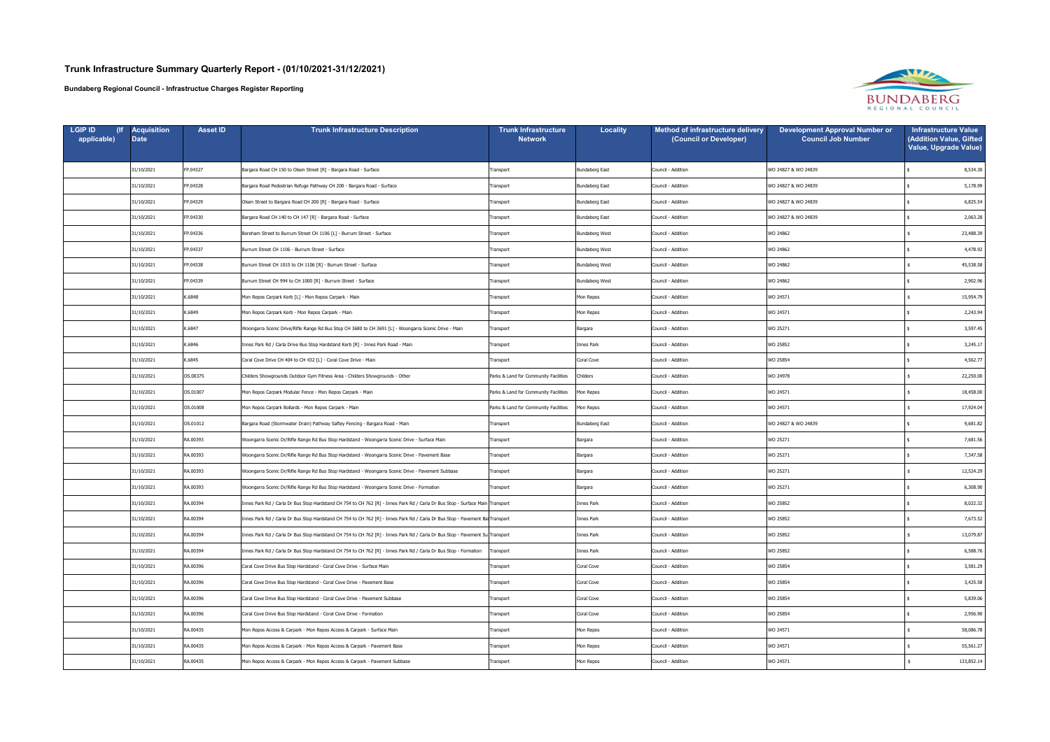# Trunk Infrastructure Summary Quarterly Report - (01/10/2021-31/12/2021)

**Bundaberg Regional Council - Infrastructue Charges Register Reporting**

| LGIP ID (If applicable) | Acquisition Date | Asset ID | Trunk Infrastructure Description | Trunk Infrastructure Network | Locality | Method of infrastructure delivery (Council or Developer) | Development Approval Number or Council Job Number | Infrastructure Value (Addition Value, Gifted Value, Upgrade Value) |
|---|---|---|---|---|---|---|---|---|
| | 31/10/2021 | FP.04327 | Bargara Road CH 150 to Olsen Street [R] - Bargara Road - Surface | Transport | Bundaberg East | Council - Addition | WO 24827 & WO 24839 | $ 8,534.30 |
| | 31/10/2021 | FP.04328 | Bargara Road Pedestrian Refuge Pathway CH 200 - Bargara Road - Surface | Transport | Bundaberg East | Council - Addition | WO 24827 & WO 24839 | $ 5,178.99 |
| | 31/10/2021 | FP.04329 | Olsen Street to Bargara Road CH 200 [R] - Bargara Road - Surface | Transport | Bundaberg East | Council - Addition | WO 24827 & WO 24839 | $ 6,825.54 |
| | 31/10/2021 | FP.04330 | Bargara Road CH 140 to CH 147 [R] - Bargara Road - Surface | Transport | Bundaberg East | Council - Addition | WO 24827 & WO 24839 | $ 2,063.28 |
| | 31/10/2021 | FP.04336 | Boreham Street to Burrum Street CH 1106 [L] - Burrum Street - Surface | Transport | Bundaberg West | Council - Addition | WO 24862 | $ 23,488.39 |
| | 31/10/2021 | FP.04337 | Burrum Street CH 1106 - Burrum Street - Surface | Transport | Bundaberg West | Council - Addition | WO 24862 | $ 4,478.92 |
| | 31/10/2021 | FP.04338 | Burrum Street CH 1015 to CH 1106 [R] - Burrum Street - Surface | Transport | Bundaberg West | Council - Addition | WO 24862 | $ 45,538.58 |
| | 31/10/2021 | FP.04339 | Burrum Street CH 994 to CH 1000 [R] - Burrum Street - Surface | Transport | Bundaberg West | Council - Addition | WO 24862 | $ 2,902.96 |
| | 31/10/2021 | K.6848 | Mon Repos Carpark Kerb [L] - Mon Repos Carpark - Main | Transport | Mon Repos | Council - Addition | WO 24571 | $ 15,954.79 |
| | 31/10/2021 | K.6849 | Mon Repos Carpark Kerb - Mon Repos Carpark - Main | Transport | Mon Repos | Council - Addition | WO 24571 | $ 2,243.94 |
| | 31/10/2021 | K.6847 | Woongarra Scenic Drive/Rifle Range Rd Bus Stop CH 3680 to CH 3691 [L] - Woongarra Scenic Drive - Main | Transport | Bargara | Council - Addition | WO 25271 | $ 3,597.45 |
| | 31/10/2021 | K.6846 | Innes Park Rd / Carla Drive Bus Stop Hardstand Kerb [R] - Innes Park Road - Main | Transport | Innes Park | Council - Addition | WO 25852 | $ 3,245.17 |
| | 31/10/2021 | K.6845 | Coral Cove Drive CH 404 to CH 432 [L] - Coral Cove Drive - Main | Transport | Coral Cove | Council - Addition | WO 25854 | $ 4,562.77 |
| | 31/10/2021 | OS.00375 | Childers Showgrounds Outdoor Gym Fitness Area - Childers Showgrounds - Other | Parks & Land for Community Facilities | Childers | Council - Addition | WO 24978 | $ 22,250.00 |
| | 31/10/2021 | OS.01007 | Mon Repos Carpark Modular Fence - Mon Repos Carpark - Main | Parks & Land for Community Facilities | Mon Repos | Council - Addition | WO 24571 | $ 18,458.00 |
| | 31/10/2021 | OS.01008 | Mon Repos Carpark Bollards - Mon Repos Carpark - Main | Parks & Land for Community Facilities | Mon Repos | Council - Addition | WO 24571 | $ 17,924.04 |
| | 31/10/2021 | OS.01012 | Bargara Road (Stormwater Drain) Pathway Saftey Fencing - Bargara Road - Main | Transport | Bundaberg East | Council - Addition | WO 24827 & WO 24839 | $ 9,681.82 |
| | 31/10/2021 | RA.00393 | Woongarra Scenic Dr/Rifle Range Rd Bus Stop Hardstand - Woongarra Scenic Drive - Surface Main | Transport | Bargara | Council - Addition | WO 25271 | $ 7,681.56 |
| | 31/10/2021 | RA.00393 | Woongarra Scenic Dr/Rifle Range Rd Bus Stop Hardstand - Woongarra Scenic Drive - Pavement Base | Transport | Bargara | Council - Addition | WO 25271 | $ 7,347.58 |
| | 31/10/2021 | RA.00393 | Woongarra Scenic Dr/Rifle Range Rd Bus Stop Hardstand - Woongarra Scenic Drive - Pavement Subbase | Transport | Bargara | Council - Addition | WO 25271 | $ 12,524.29 |
| | 31/10/2021 | RA.00393 | Woongarra Scenic Dr/Rifle Range Rd Bus Stop Hardstand - Woongarra Scenic Drive - Formation | Transport | Bargara | Council - Addition | WO 25271 | $ 6,308.90 |
| | 31/10/2021 | RA.00394 | Innes Park Rd / Carla Dr Bus Stop Hardstand CH 754 to CH 762 [R] - Innes Park Rd / Carla Dr Bus Stop - Surface Main | Transport | Innes Park | Council - Addition | WO 25852 | $ 8,022.32 |
| | 31/10/2021 | RA.00394 | Innes Park Rd / Carla Dr Bus Stop Hardstand CH 754 to CH 762 [R] - Innes Park Rd / Carla Dr Bus Stop - Pavement Ba | Transport | Innes Park | Council - Addition | WO 25852 | $ 7,673.52 |
| | 31/10/2021 | RA.00394 | Innes Park Rd / Carla Dr Bus Stop Hardstand CH 754 to CH 762 [R] - Innes Park Rd / Carla Dr Bus Stop - Pavement Su | Transport | Innes Park | Council - Addition | WO 25852 | $ 13,079.87 |
| | 31/10/2021 | RA.00394 | Innes Park Rd / Carla Dr Bus Stop Hardstand CH 754 to CH 762 [R] - Innes Park Rd / Carla Dr Bus Stop - Formation | Transport | Innes Park | Council - Addition | WO 25852 | $ 6,588.76 |
| | 31/10/2021 | RA.00396 | Coral Cove Drive Bus Stop Hardstand - Coral Cove Drive - Surface Main | Transport | Coral Cove | Council - Addition | WO 25854 | $ 3,581.29 |
| | 31/10/2021 | RA.00396 | Coral Cove Drive Bus Stop Hardstand - Coral Cove Drive - Pavement Base | Transport | Coral Cove | Council - Addition | WO 25854 | $ 3,425.58 |
| | 31/10/2021 | RA.00396 | Coral Cove Drive Bus Stop Hardstand - Coral Cove Drive - Pavement Subbase | Transport | Coral Cove | Council - Addition | WO 25854 | $ 5,839.06 |
| | 31/10/2021 | RA.00396 | Coral Cove Drive Bus Stop Hardstand - Coral Cove Drive - Formation | Transport | Coral Cove | Council - Addition | WO 25854 | $ 2,956.90 |
| | 31/10/2021 | RA.00435 | Mon Repos Access & Carpark - Mon Repos Access & Carpark - Surface Main | Transport | Mon Repos | Council - Addition | WO 24571 | $ 58,086.78 |
| | 31/10/2021 | RA.00435 | Mon Repos Access & Carpark - Mon Repos Access & Carpark - Pavement Base | Transport | Mon Repos | Council - Addition | WO 24571 | $ 55,561.27 |
| | 31/10/2021 | RA.00435 | Mon Repos Access & Carpark - Mon Repos Access & Carpark - Pavement Subbase | Transport | Mon Repos | Council - Addition | WO 24571 | $ 133,852.14 |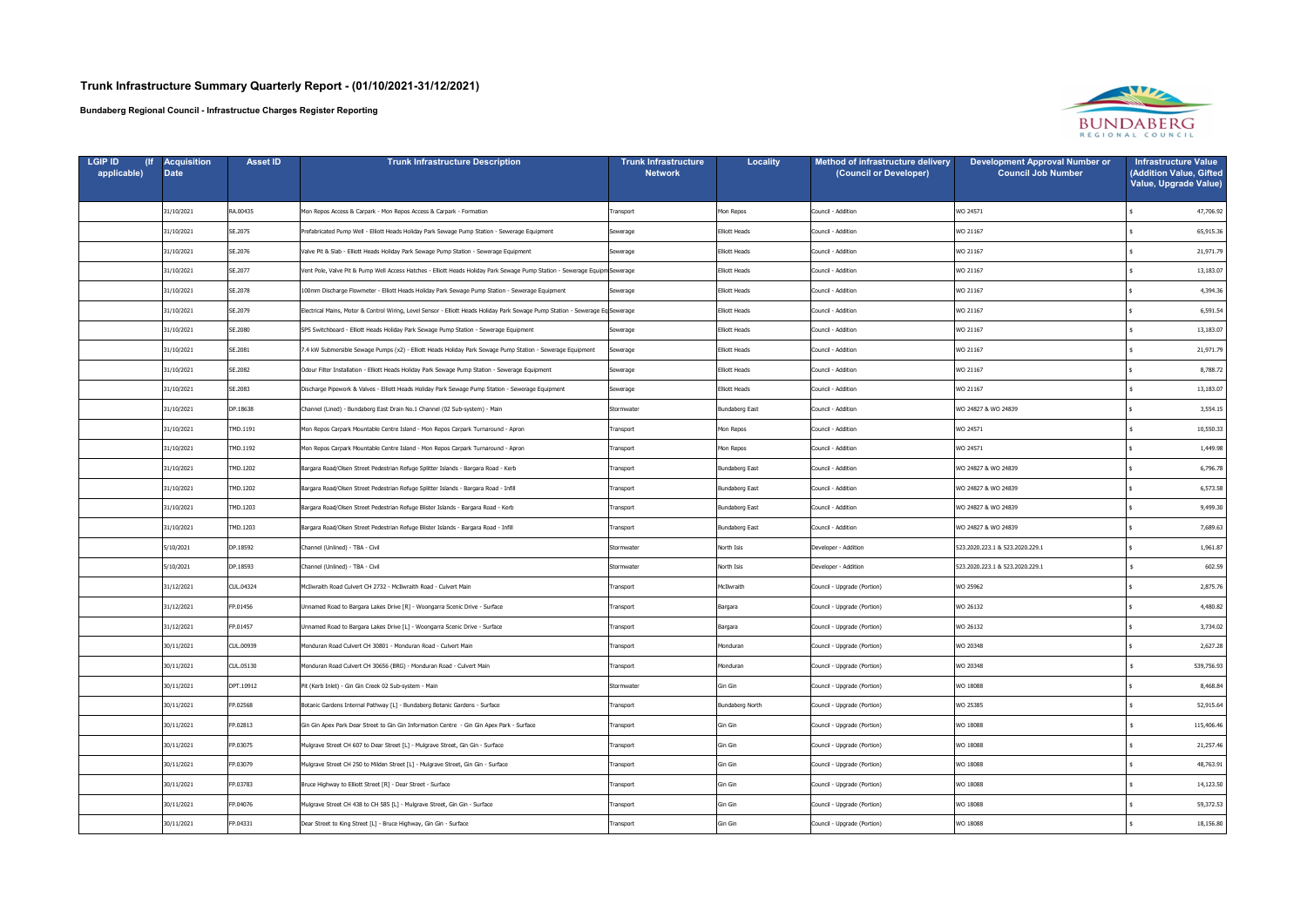# Trunk Infrastructure Summary Quarterly Report - (01/10/2021-31/12/2021)

**Bundaberg Regional Council - Infrastructue Charges Register Reporting**

| LGIP ID (If applicable) | Acquisition Date | Asset ID | Trunk Infrastructure Description | Trunk Infrastructure Network | Locality | Method of infrastructure delivery (Council or Developer) | Development Approval Number or Council Job Number | Infrastructure Value (Addition Value, Gifted Value, Upgrade Value) |
|---|---|---|---|---|---|---|---|---|
| | 31/10/2021 | RA.00435 | Mon Repos Access & Carpark - Mon Repos Access & Carpark - Formation | Transport | Mon Repos | Council - Addition | WO 24571 | $ 47,706.92 |
| | 31/10/2021 | SE.2075 | Prefabricated Pump Well - Elliott Heads Holiday Park Sewage Pump Station - Sewerage Equipment | Sewerage | Elliott Heads | Council - Addition | WO 21167 | $ 65,915.36 |
| | 31/10/2021 | SE.2076 | Valve Pit & Slab - Elliott Heads Holiday Park Sewage Pump Station - Sewerage Equipment | Sewerage | Elliott Heads | Council - Addition | WO 21167 | $ 21,971.79 |
| | 31/10/2021 | SE.2077 | Vent Pole, Valve Pit & Pump Well Access Hatches - Elliott Heads Holiday Park Sewage Pump Station - Sewerage Equipm | Sewerage | Elliott Heads | Council - Addition | WO 21167 | $ 13,183.07 |
| | 31/10/2021 | SE.2078 | 100mm Discharge Flowmeter - Elliott Heads Holiday Park Sewage Pump Station - Sewerage Equipment | Sewerage | Elliott Heads | Council - Addition | WO 21167 | $ 4,394.36 |
| | 31/10/2021 | SE.2079 | Electrical Mains, Motor & Control Wiring, Level Sensor - Elliott Heads Holiday Park Sewage Pump Station - Sewerage Eq | Sewerage | Elliott Heads | Council - Addition | WO 21167 | $ 6,591.54 |
| | 31/10/2021 | SE.2080 | SPS Switchboard - Elliott Heads Holiday Park Sewage Pump Station - Sewerage Equipment | Sewerage | Elliott Heads | Council - Addition | WO 21167 | $ 13,183.07 |
| | 31/10/2021 | SE.2081 | 7.4 kW Submersible Sewage Pumps (x2) - Elliott Heads Holiday Park Sewage Pump Station - Sewerage Equipment | Sewerage | Elliott Heads | Council - Addition | WO 21167 | $ 21,971.79 |
| | 31/10/2021 | SE.2082 | Odour Filter Installation - Elliott Heads Holiday Park Sewage Pump Station - Sewerage Equipment | Sewerage | Elliott Heads | Council - Addition | WO 21167 | $ 8,788.72 |
| | 31/10/2021 | SE.2083 | Discharge Pipework & Valves - Elliott Heads Holiday Park Sewage Pump Station - Sewerage Equipment | Sewerage | Elliott Heads | Council - Addition | WO 21167 | $ 13,183.07 |
| | 31/10/2021 | DP.18638 | Channel (Lined) - Bundaberg East Drain No.1 Channel (02 Sub-system) - Main | Stormwater | Bundaberg East | Council - Addition | WO 24827 & WO 24839 | $ 3,554.15 |
| | 31/10/2021 | TMD.1191 | Mon Repos Carpark Mountable Centre Island - Mon Repos Carpark Turnaround - Apron | Transport | Mon Repos | Council - Addition | WO 24571 | $ 10,550.33 |
| | 31/10/2021 | TMD.1192 | Mon Repos Carpark Mountable Centre Island - Mon Repos Carpark Turnaround - Apron | Transport | Mon Repos | Council - Addition | WO 24571 | $ 1,449.98 |
| | 31/10/2021 | TMD.1202 | Bargara Road/Olsen Street Pedestrian Refuge Splitter Islands - Bargara Road - Kerb | Transport | Bundaberg East | Council - Addition | WO 24827 & WO 24839 | $ 6,796.78 |
| | 31/10/2021 | TMD.1202 | Bargara Road/Olsen Street Pedestrian Refuge Splitter Islands - Bargara Road - Infill | Transport | Bundaberg East | Council - Addition | WO 24827 & WO 24839 | $ 6,573.58 |
| | 31/10/2021 | TMD.1203 | Bargara Road/Olsen Street Pedestrian Refuge Blister Islands - Bargara Road - Kerb | Transport | Bundaberg East | Council - Addition | WO 24827 & WO 24839 | $ 9,499.30 |
| | 31/10/2021 | TMD.1203 | Bargara Road/Olsen Street Pedestrian Refuge Blister Islands - Bargara Road - Infill | Transport | Bundaberg East | Council - Addition | WO 24827 & WO 24839 | $ 7,689.63 |
| | 5/10/2021 | DP.18592 | Channel (Unlined) - TBA - Civil | Stormwater | North Isis | Developer - Addition | 523.2020.223.1 & 523.2020.229.1 | $ 1,961.87 |
| | 5/10/2021 | DP.18593 | Channel (Unlined) - TBA - Civil | Stormwater | North Isis | Developer - Addition | 523.2020.223.1 & 523.2020.229.1 | $ 602.59 |
| | 31/12/2021 | CUL.04324 | McIlwraith Road Culvert CH 2732 - McIlwraith Road - Culvert Main | Transport | McIlwraith | Council - Upgrade (Portion) | WO 25962 | $ 2,875.76 |
| | 31/12/2021 | FP.01456 | Unnamed Road to Bargara Lakes Drive [R] - Woongarra Scenic Drive - Surface | Transport | Bargara | Council - Upgrade (Portion) | WO 26132 | $ 4,480.82 |
| | 31/12/2021 | FP.01457 | Unnamed Road to Bargara Lakes Drive [L] - Woongarra Scenic Drive - Surface | Transport | Bargara | Council - Upgrade (Portion) | WO 26132 | $ 3,734.02 |
| | 30/11/2021 | CUL.00939 | Monduran Road Culvert CH 30801 - Monduran Road - Culvert Main | Transport | Monduran | Council - Upgrade (Portion) | WO 20348 | $ 2,627.28 |
| | 30/11/2021 | CUL.05130 | Monduran Road Culvert CH 30656 (BRG) - Monduran Road - Culvert Main | Transport | Monduran | Council - Upgrade (Portion) | WO 20348 | $ 539,756.93 |
| | 30/11/2021 | DPT.10912 | Pit (Kerb Inlet) - Gin Gin Creek 02 Sub-system - Main | Stormwater | Gin Gin | Council - Upgrade (Portion) | WO 18088 | $ 8,468.84 |
| | 30/11/2021 | FP.02568 | Botanic Gardens Internal Pathway [L] - Bundaberg Botanic Gardens - Surface | Transport | Bundaberg North | Council - Upgrade (Portion) | WO 25385 | $ 52,915.64 |
| | 30/11/2021 | FP.02813 | Gin Gin Apex Park Dear Street to Gin Gin Information Centre - Gin Gin Apex Park - Surface | Transport | Gin Gin | Council - Upgrade (Portion) | WO 18088 | $ 115,406.46 |
| | 30/11/2021 | FP.03075 | Mulgrave Street CH 607 to Dear Street [L] - Mulgrave Street, Gin Gin - Surface | Transport | Gin Gin | Council - Upgrade (Portion) | WO 18088 | $ 21,257.46 |
| | 30/11/2021 | FP.03079 | Mulgrave Street CH 250 to Milden Street [L] - Mulgrave Street, Gin Gin - Surface | Transport | Gin Gin | Council - Upgrade (Portion) | WO 18088 | $ 48,763.91 |
| | 30/11/2021 | FP.03783 | Bruce Highway to Elliott Street [R] - Dear Street - Surface | Transport | Gin Gin | Council - Upgrade (Portion) | WO 18088 | $ 14,123.50 |
| | 30/11/2021 | FP.04076 | Mulgrave Street CH 438 to CH 585 [L] - Mulgrave Street, Gin Gin - Surface | Transport | Gin Gin | Council - Upgrade (Portion) | WO 18088 | $ 59,372.53 |
| | 30/11/2021 | FP.04331 | Dear Street to King Street [L] - Bruce Highway, Gin Gin - Surface | Transport | Gin Gin | Council - Upgrade (Portion) | WO 18088 | $ 18,156.80 |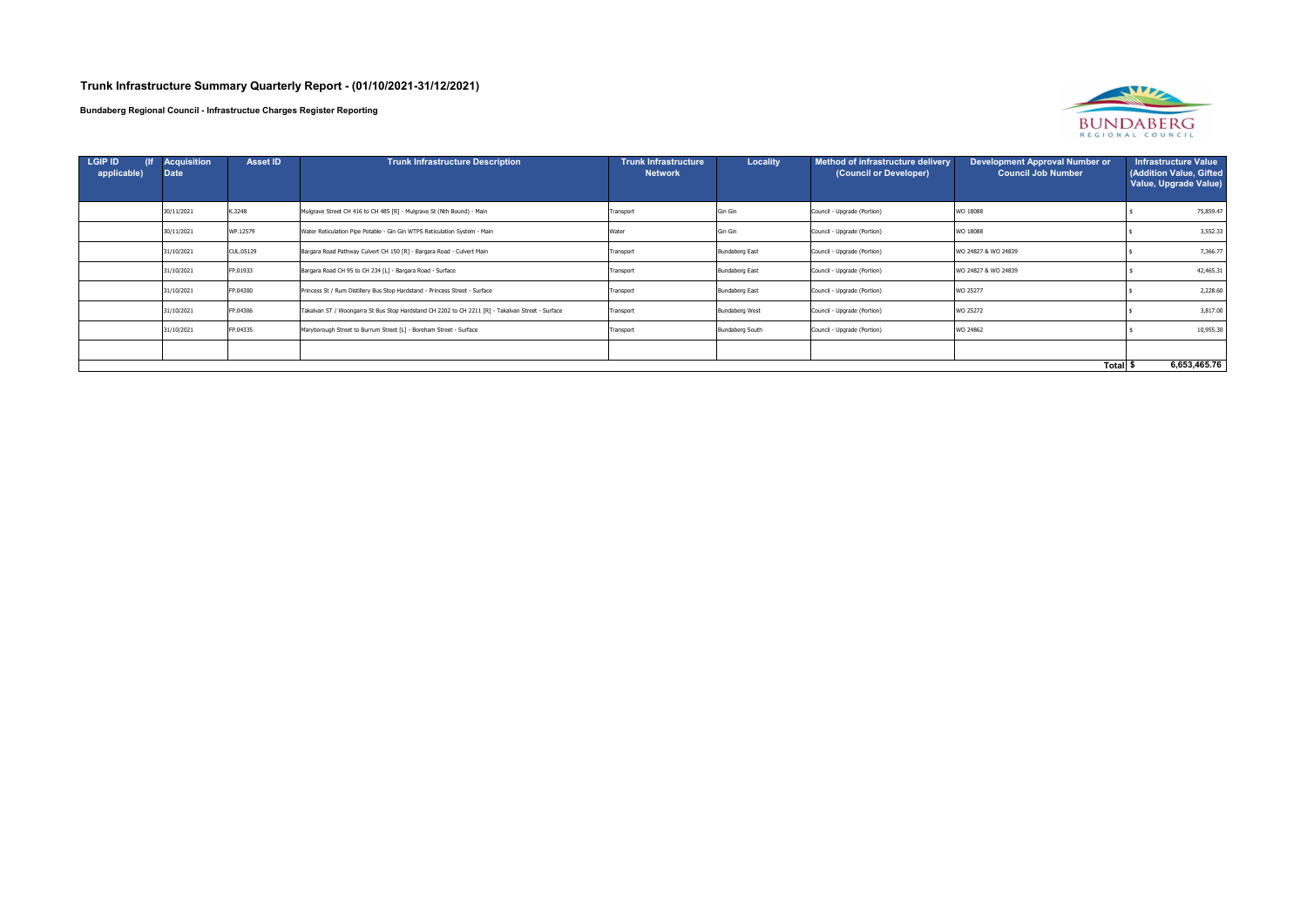# Trunk Infrastructure Summary Quarterly Report - (01/10/2021-31/12/2021)

**Bundaberg Regional Council - Infrastructue Charges Register Reporting**

| LGIP ID (If applicable) | Acquisition Date | Asset ID | Trunk Infrastructure Description | Trunk Infrastructure Network | Locality | Method of infrastructure delivery (Council or Developer) | Development Approval Number or Council Job Number | Infrastructure Value (Addition Value, Gifted Value, Upgrade Value) |
|---|---|---|---|---|---|---|---|---|
| | 30/11/2021 | K.3248 | Mulgrave Street CH 416 to CH 485 [R] - Mulgrave St (Nth Bound) - Main | Transport | Gin Gin | Council - Upgrade (Portion) | WO 18088 | $ 75,859.47 |
| | 30/11/2021 | WP.12579 | Water Reticulation Pipe Potable - Gin Gin WTPS Reticulation System - Main | Water | Gin Gin | Council - Upgrade (Portion) | WO 18088 | $ 3,552.33 |
| | 31/10/2021 | CUL.05129 | Bargara Road Pathway Culvert CH 150 [R] - Bargara Road - Culvert Main | Transport | Bundaberg East | Council - Upgrade (Portion) | WO 24827 & WO 24839 | $ 7,366.77 |
| | 31/10/2021 | FP.01933 | Bargara Road CH 95 to CH 234 [L] - Bargara Road - Surface | Transport | Bundaberg East | Council - Upgrade (Portion) | WO 24827 & WO 24839 | $ 42,465.31 |
| | 31/10/2021 | FP.04300 | Princess St / Rum Distillery Bus Stop Hardstand - Princess Street - Surface | Transport | Bundaberg East | Council - Upgrade (Portion) | WO 25277 | $ 2,228.60 |
| | 31/10/2021 | FP.04306 | Takalvan ST / Woongarra St Bus Stop Hardstand CH 2202 to CH 2211 [R] - Takalvan Street - Surface | Transport | Bundaberg West | Council - Upgrade (Portion) | WO 25272 | $ 3,817.00 |
| | 31/10/2021 | FP.04335 | Maryborough Street to Burrum Street [L] - Boreham Street - Surface | Transport | Bundaberg South | Council - Upgrade (Portion) | WO 24862 | $ 10,955.30 |
| | | | | | | | | |
| | | | | | | | **Total** | **$ 6,653,465.76** |